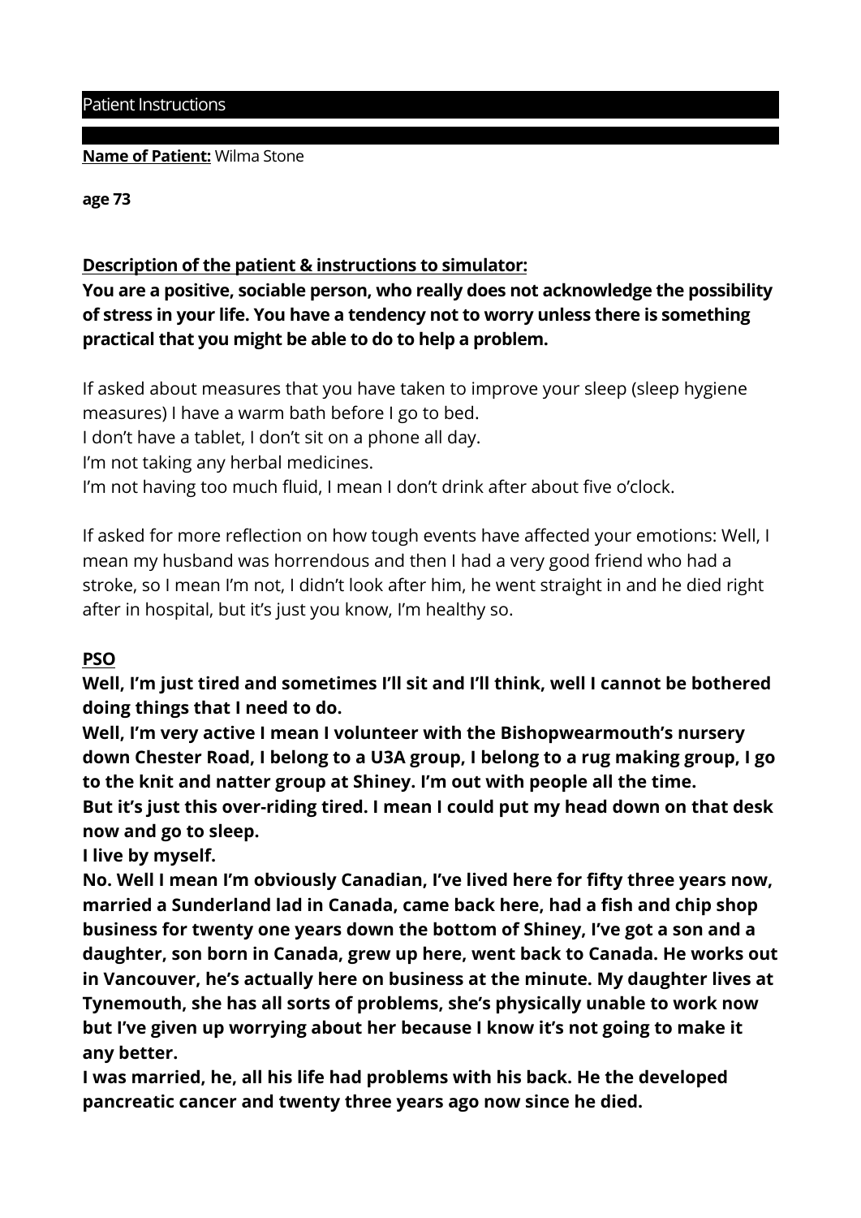Patient Instructions

**Name of Patient:** Wilma Stone

**age 73**

**Description of the patient & instructions to simulator:**

**You are a positive, sociable person, who really does not acknowledge the possibility of stress in your life. You have a tendency not to worry unless there is something practical that you might be able to do to help a problem.**

If asked about measures that you have taken to improve your sleep (sleep hygiene measures) I have a warm bath before I go to bed.
I don't have a tablet, I don't sit on a phone all day.
I'm not taking any herbal medicines.
I'm not having too much fluid, I mean I don't drink after about five o'clock.

If asked for more reflection on how tough events have affected your emotions: Well, I mean my husband was horrendous and then I had a very good friend who had a stroke, so I mean I'm not, I didn't look after him, he went straight in and he died right after in hospital, but it's just you know, I'm healthy so.

**PSO**

**Well, I'm just tired and sometimes I'll sit and I'll think, well I cannot be bothered doing things that I need to do.**
**Well, I'm very active I mean I volunteer with the Bishopwearmouth's nursery down Chester Road, I belong to a U3A group, I belong to a rug making group, I go to the knit and natter group at Shiney. I'm out with people all the time.**
**But it's just this over-riding tired. I mean I could put my head down on that desk now and go to sleep.**
**I live by myself.**
**No. Well I mean I'm obviously Canadian, I've lived here for fifty three years now, married a Sunderland lad in Canada, came back here, had a fish and chip shop business for twenty one years down the bottom of Shiney, I've got a son and a daughter, son born in Canada, grew up here, went back to Canada. He works out in Vancouver, he's actually here on business at the minute. My daughter lives at Tynemouth, she has all sorts of problems, she's physically unable to work now but I've given up worrying about her because I know it's not going to make it any better.**
**I was married, he, all his life had problems with his back. He the developed pancreatic cancer and twenty three years ago now since he died.**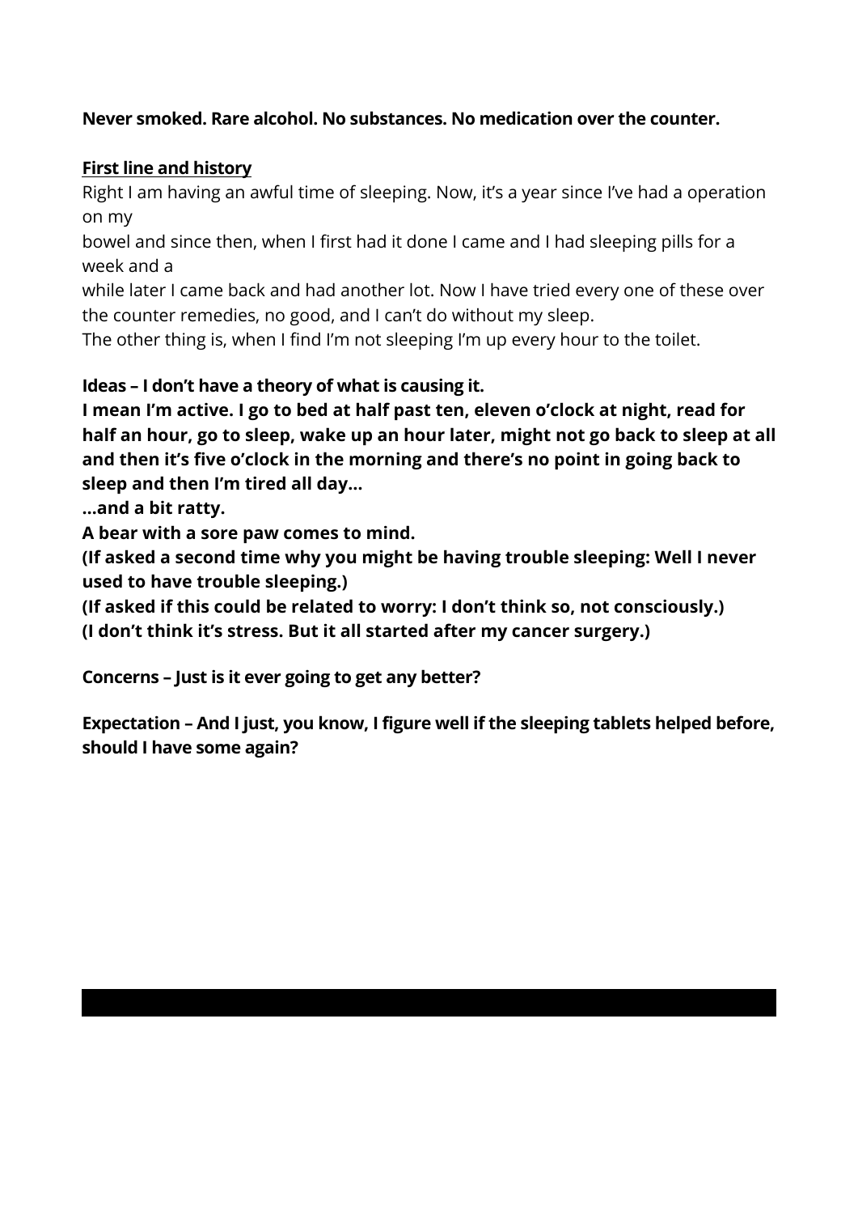**Never smoked. Rare alcohol. No substances. No medication over the counter.**

**<u>First line and history</u>**

Right I am having an awful time of sleeping. Now, it's a year since I've had a operation on my bowel and since then, when I first had it done I came and I had sleeping pills for a week and a while later I came back and had another lot. Now I have tried every one of these over the counter remedies, no good, and I can't do without my sleep.

The other thing is, when I find I'm not sleeping I'm up every hour to the toilet.

**Ideas – I don't have a theory of what is causing it.**

**I mean I'm active. I go to bed at half past ten, eleven o'clock at night, read for half an hour, go to sleep, wake up an hour later, might not go back to sleep at all and then it's five o'clock in the morning and there's no point in going back to sleep and then I'm tired all day…**

**…and a bit ratty.**

**A bear with a sore paw comes to mind.**

**(If asked a second time why you might be having trouble sleeping: Well I never used to have trouble sleeping.)**

**(If asked if this could be related to worry: I don't think so, not consciously.)**

**(I don't think it's stress. But it all started after my cancer surgery.)**

**Concerns – Just is it ever going to get any better?**

**Expectation – And I just, you know, I figure well if the sleeping tablets helped before, should I have some again?**